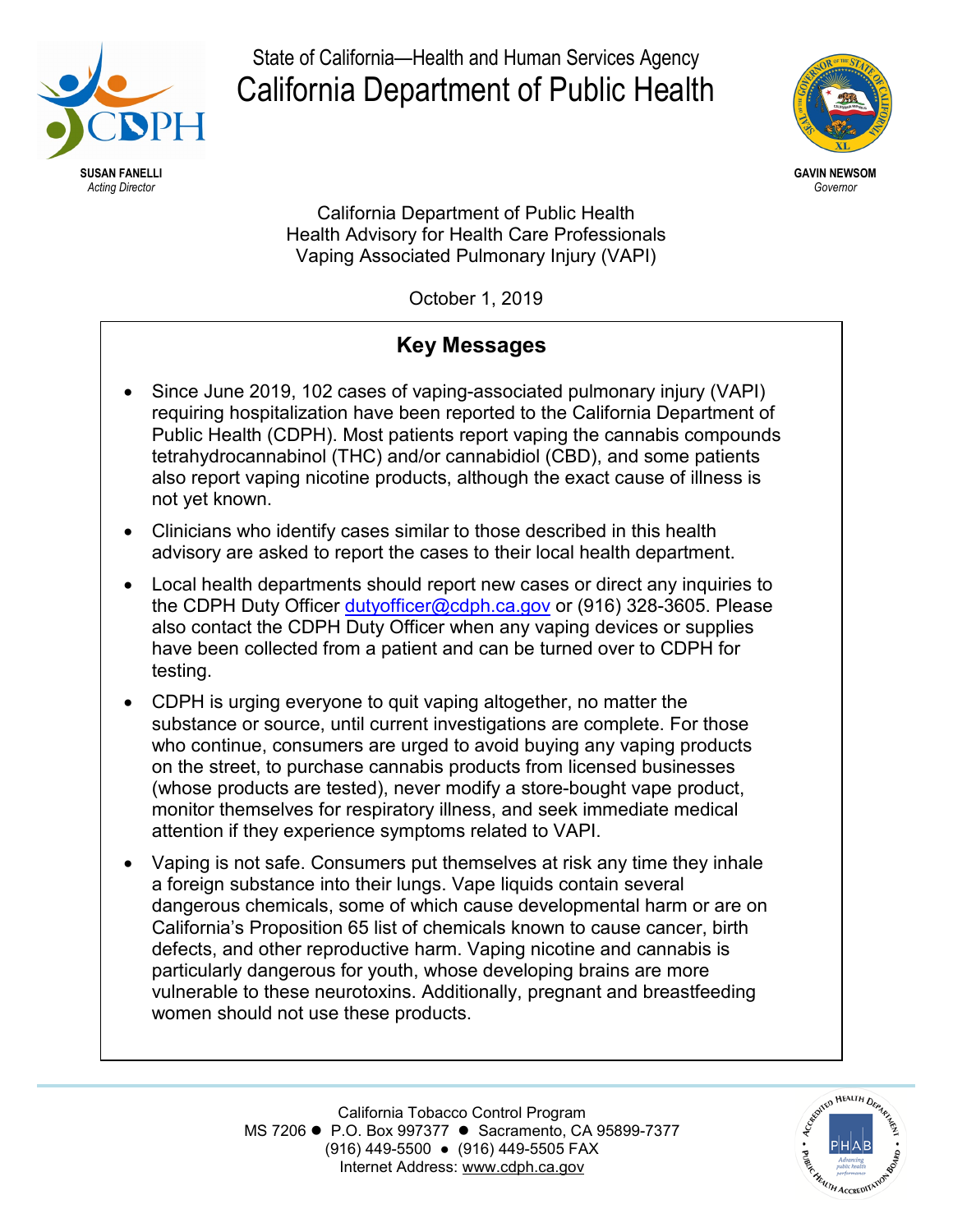State of California—Health and Human Services Agency

# California Department of Public Health

**SUSAN FANELLI**
*Acting Director*

**GAVIN NEWSOM**
*Governor*

California Department of Public Health
Health Advisory for Health Care Professionals
Vaping Associated Pulmonary Injury (VAPI)

October 1, 2019

## Key Messages

- Since June 2019, 102 cases of vaping-associated pulmonary injury (VAPI) requiring hospitalization have been reported to the California Department of Public Health (CDPH). Most patients report vaping the cannabis compounds tetrahydrocannabinol (THC) and/or cannabidiol (CBD), and some patients also report vaping nicotine products, although the exact cause of illness is not yet known.
- Clinicians who identify cases similar to those described in this health advisory are asked to report the cases to their local health department.
- Local health departments should report new cases or direct any inquiries to the CDPH Duty Officer dutyofficer@cdph.ca.gov or (916) 328-3605. Please also contact the CDPH Duty Officer when any vaping devices or supplies have been collected from a patient and can be turned over to CDPH for testing.
- CDPH is urging everyone to quit vaping altogether, no matter the substance or source, until current investigations are complete. For those who continue, consumers are urged to avoid buying any vaping products on the street, to purchase cannabis products from licensed businesses (whose products are tested), never modify a store-bought vape product, monitor themselves for respiratory illness, and seek immediate medical attention if they experience symptoms related to VAPI.
- Vaping is not safe. Consumers put themselves at risk any time they inhale a foreign substance into their lungs. Vape liquids contain several dangerous chemicals, some of which cause developmental harm or are on California's Proposition 65 list of chemicals known to cause cancer, birth defects, and other reproductive harm. Vaping nicotine and cannabis is particularly dangerous for youth, whose developing brains are more vulnerable to these neurotoxins. Additionally, pregnant and breastfeeding women should not use these products.

California Tobacco Control Program
MS 7206 ● P.O. Box 997377 ● Sacramento, CA 95899-7377
(916) 449-5500 ● (916) 449-5505 FAX
Internet Address: www.cdph.ca.gov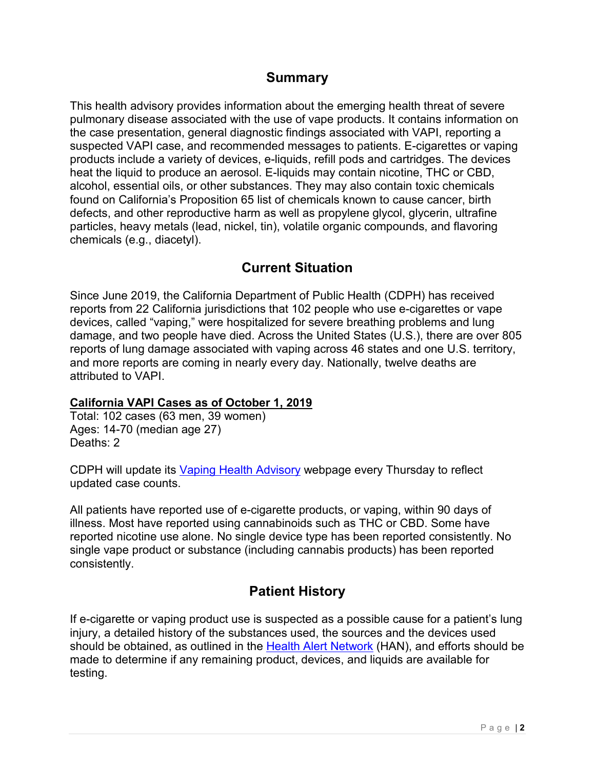## Summary

This health advisory provides information about the emerging health threat of severe pulmonary disease associated with the use of vape products. It contains information on the case presentation, general diagnostic findings associated with VAPI, reporting a suspected VAPI case, and recommended messages to patients. E-cigarettes or vaping products include a variety of devices, e-liquids, refill pods and cartridges. The devices heat the liquid to produce an aerosol. E-liquids may contain nicotine, THC or CBD, alcohol, essential oils, or other substances. They may also contain toxic chemicals found on California's Proposition 65 list of chemicals known to cause cancer, birth defects, and other reproductive harm as well as propylene glycol, glycerin, ultrafine particles, heavy metals (lead, nickel, tin), volatile organic compounds, and flavoring chemicals (e.g., diacetyl).

## Current Situation

Since June 2019, the California Department of Public Health (CDPH) has received reports from 22 California jurisdictions that 102 people who use e-cigarettes or vape devices, called "vaping," were hospitalized for severe breathing problems and lung damage, and two people have died. Across the United States (U.S.), there are over 805 reports of lung damage associated with vaping across 46 states and one U.S. territory, and more reports are coming in nearly every day. Nationally, twelve deaths are attributed to VAPI.

**California VAPI Cases as of October 1, 2019**
Total: 102 cases (63 men, 39 women)
Ages: 14-70 (median age 27)
Deaths: 2

CDPH will update its Vaping Health Advisory webpage every Thursday to reflect updated case counts.

All patients have reported use of e-cigarette products, or vaping, within 90 days of illness. Most have reported using cannabinoids such as THC or CBD. Some have reported nicotine use alone. No single device type has been reported consistently. No single vape product or substance (including cannabis products) has been reported consistently.

## Patient History

If e-cigarette or vaping product use is suspected as a possible cause for a patient's lung injury, a detailed history of the substances used, the sources and the devices used should be obtained, as outlined in the Health Alert Network (HAN), and efforts should be made to determine if any remaining product, devices, and liquids are available for testing.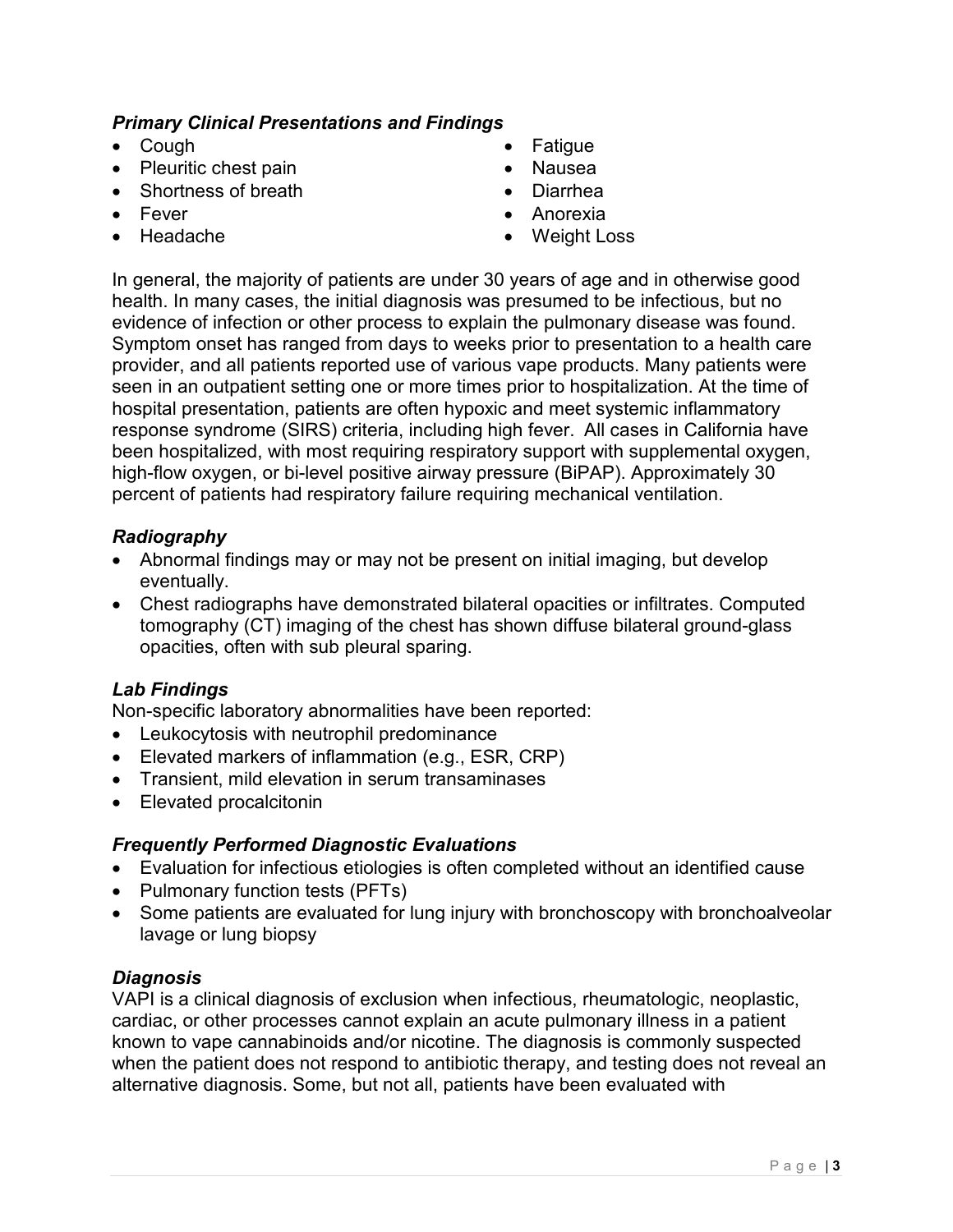### *Primary Clinical Presentations and Findings*

- Cough
- Pleuritic chest pain
- Shortness of breath
- Fever
- Headache
- Fatigue
- Nausea
- Diarrhea
- Anorexia
- Weight Loss

In general, the majority of patients are under 30 years of age and in otherwise good health. In many cases, the initial diagnosis was presumed to be infectious, but no evidence of infection or other process to explain the pulmonary disease was found. Symptom onset has ranged from days to weeks prior to presentation to a health care provider, and all patients reported use of various vape products. Many patients were seen in an outpatient setting one or more times prior to hospitalization. At the time of hospital presentation, patients are often hypoxic and meet systemic inflammatory response syndrome (SIRS) criteria, including high fever. All cases in California have been hospitalized, with most requiring respiratory support with supplemental oxygen, high-flow oxygen, or bi-level positive airway pressure (BiPAP). Approximately 30 percent of patients had respiratory failure requiring mechanical ventilation.

### *Radiography*

- Abnormal findings may or may not be present on initial imaging, but develop eventually.
- Chest radiographs have demonstrated bilateral opacities or infiltrates. Computed tomography (CT) imaging of the chest has shown diffuse bilateral ground-glass opacities, often with sub pleural sparing.

### *Lab Findings*

Non-specific laboratory abnormalities have been reported:

- Leukocytosis with neutrophil predominance
- Elevated markers of inflammation (e.g., ESR, CRP)
- Transient, mild elevation in serum transaminases
- Elevated procalcitonin

### *Frequently Performed Diagnostic Evaluations*

- Evaluation for infectious etiologies is often completed without an identified cause
- Pulmonary function tests (PFTs)
- Some patients are evaluated for lung injury with bronchoscopy with bronchoalveolar lavage or lung biopsy

### *Diagnosis*

VAPI is a clinical diagnosis of exclusion when infectious, rheumatologic, neoplastic, cardiac, or other processes cannot explain an acute pulmonary illness in a patient known to vape cannabinoids and/or nicotine. The diagnosis is commonly suspected when the patient does not respond to antibiotic therapy, and testing does not reveal an alternative diagnosis. Some, but not all, patients have been evaluated with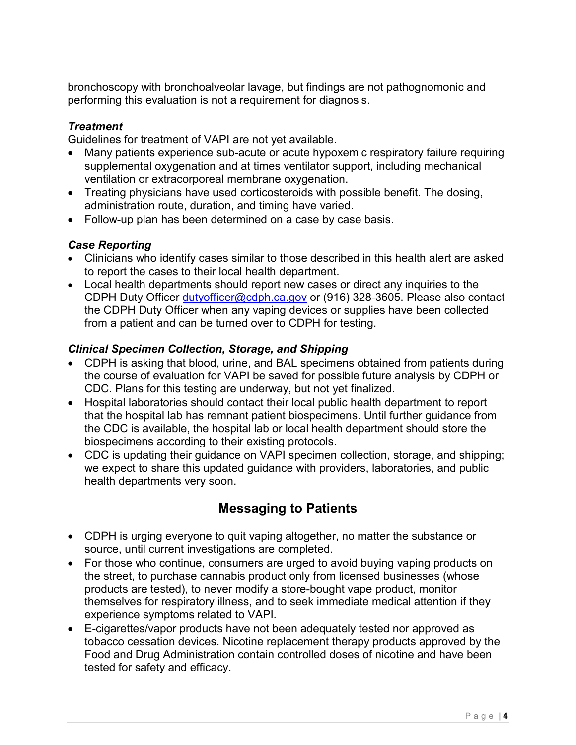bronchoscopy with bronchoalveolar lavage, but findings are not pathognomonic and performing this evaluation is not a requirement for diagnosis.

***Treatment***

Guidelines for treatment of VAPI are not yet available.

- Many patients experience sub-acute or acute hypoxemic respiratory failure requiring supplemental oxygenation and at times ventilator support, including mechanical ventilation or extracorporeal membrane oxygenation.
- Treating physicians have used corticosteroids with possible benefit. The dosing, administration route, duration, and timing have varied.
- Follow-up plan has been determined on a case by case basis.

***Case Reporting***

- Clinicians who identify cases similar to those described in this health alert are asked to report the cases to their local health department.
- Local health departments should report new cases or direct any inquiries to the CDPH Duty Officer [dutyofficer@cdph.ca.gov](mailto:dutyofficer@cdph.ca.gov) or (916) 328-3605. Please also contact the CDPH Duty Officer when any vaping devices or supplies have been collected from a patient and can be turned over to CDPH for testing.

***Clinical Specimen Collection, Storage, and Shipping***

- CDPH is asking that blood, urine, and BAL specimens obtained from patients during the course of evaluation for VAPI be saved for possible future analysis by CDPH or CDC. Plans for this testing are underway, but not yet finalized.
- Hospital laboratories should contact their local public health department to report that the hospital lab has remnant patient biospecimens. Until further guidance from the CDC is available, the hospital lab or local health department should store the biospecimens according to their existing protocols.
- CDC is updating their guidance on VAPI specimen collection, storage, and shipping; we expect to share this updated guidance with providers, laboratories, and public health departments very soon.

## Messaging to Patients

- CDPH is urging everyone to quit vaping altogether, no matter the substance or source, until current investigations are completed.
- For those who continue, consumers are urged to avoid buying vaping products on the street, to purchase cannabis product only from licensed businesses (whose products are tested), to never modify a store-bought vape product, monitor themselves for respiratory illness, and to seek immediate medical attention if they experience symptoms related to VAPI.
- E-cigarettes/vapor products have not been adequately tested nor approved as tobacco cessation devices. Nicotine replacement therapy products approved by the Food and Drug Administration contain controlled doses of nicotine and have been tested for safety and efficacy.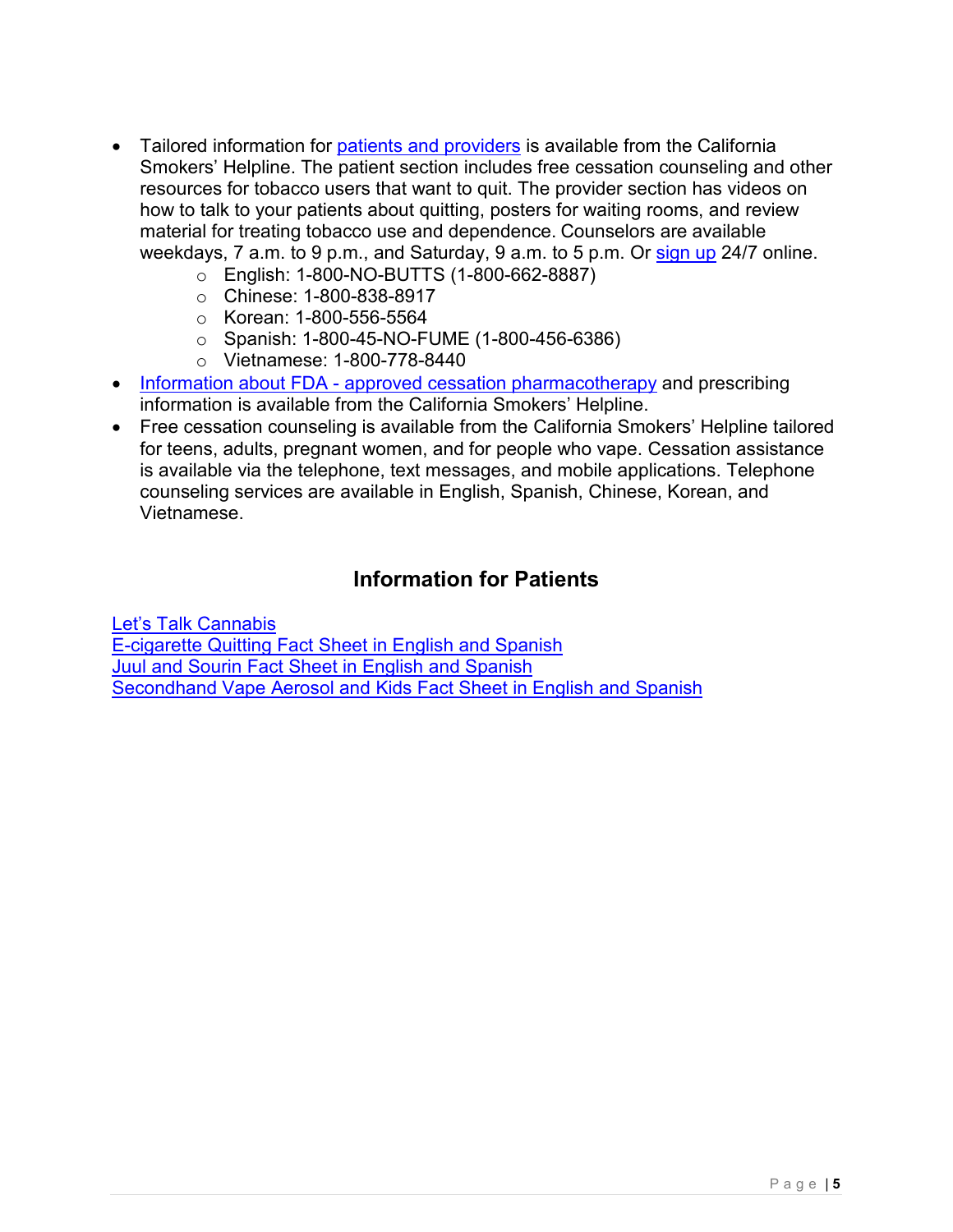- Tailored information for patients and providers is available from the California Smokers' Helpline. The patient section includes free cessation counseling and other resources for tobacco users that want to quit. The provider section has videos on how to talk to your patients about quitting, posters for waiting rooms, and review material for treating tobacco use and dependence. Counselors are available weekdays, 7 a.m. to 9 p.m., and Saturday, 9 a.m. to 5 p.m. Or sign up 24/7 online.
    - English: 1-800-NO-BUTTS (1-800-662-8887)
    - Chinese: 1-800-838-8917
    - Korean: 1-800-556-5564
    - Spanish: 1-800-45-NO-FUME (1-800-456-6386)
    - Vietnamese: 1-800-778-8440
- Information about FDA - approved cessation pharmacotherapy and prescribing information is available from the California Smokers' Helpline.
- Free cessation counseling is available from the California Smokers' Helpline tailored for teens, adults, pregnant women, and for people who vape. Cessation assistance is available via the telephone, text messages, and mobile applications. Telephone counseling services are available in English, Spanish, Chinese, Korean, and Vietnamese.

## Information for Patients

Let's Talk Cannabis
E-cigarette Quitting Fact Sheet in English and Spanish
Juul and Sourin Fact Sheet in English and Spanish
Secondhand Vape Aerosol and Kids Fact Sheet in English and Spanish